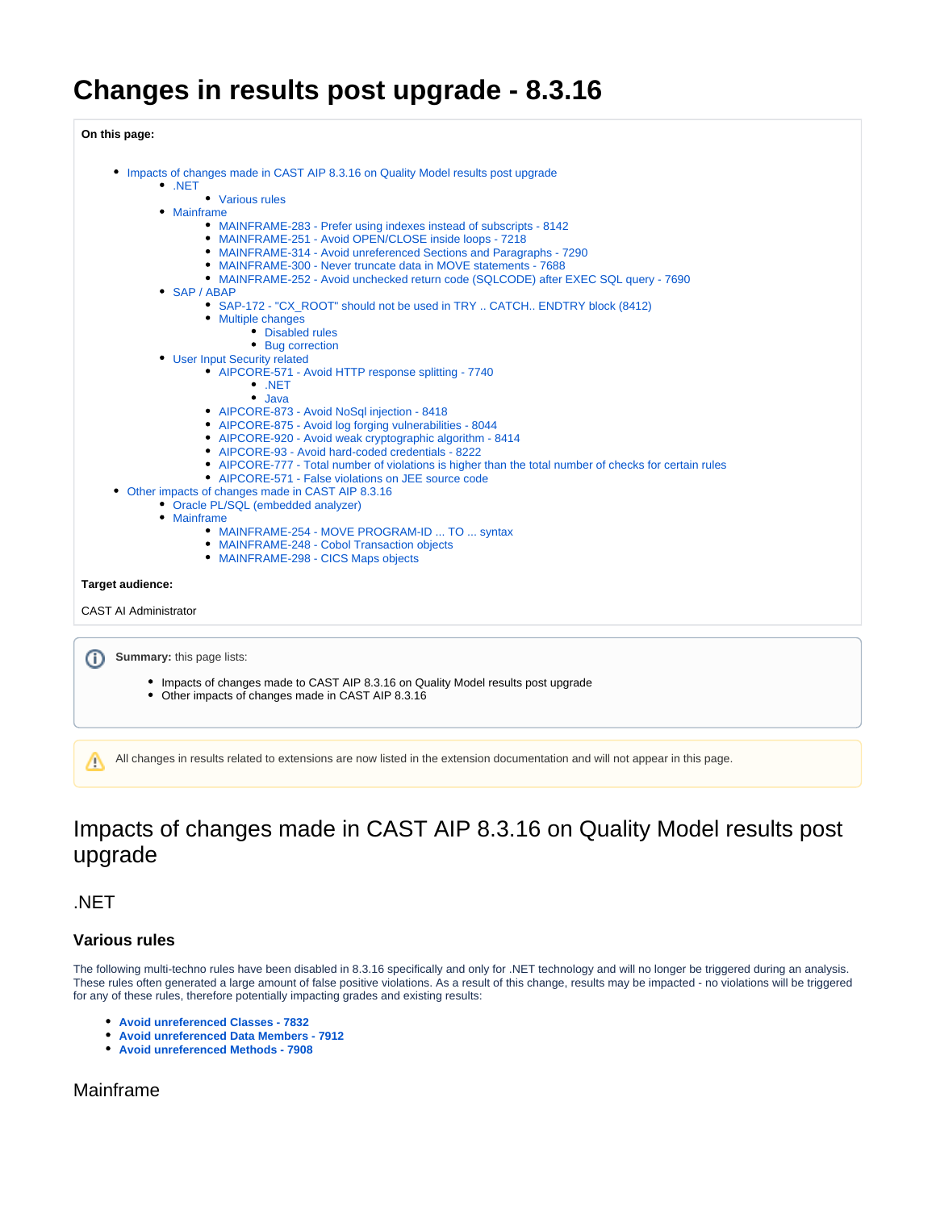# Changes in results post upgrade - 8.3.16

**On this page:**

- Impacts of changes made in CAST AIP 8.3.16 on Quality Model results post upgrade
  - .NET
    - Various rules
  - Mainframe
    - MAINFRAME-283 - Prefer using indexes instead of subscripts - 8142
    - MAINFRAME-251 - Avoid OPEN/CLOSE inside loops - 7218
    - MAINFRAME-314 - Avoid unreferenced Sections and Paragraphs - 7290
    - MAINFRAME-300 - Never truncate data in MOVE statements - 7688
    - MAINFRAME-252 - Avoid unchecked return code (SQLCODE) after EXEC SQL query - 7690
  - SAP / ABAP
    - SAP-172 - "CX_ROOT" should not be used in TRY .. CATCH.. ENDTRY block (8412)
    - Multiple changes
      - Disabled rules
      - Bug correction
  - User Input Security related
    - AIPCORE-571 - Avoid HTTP response splitting - 7740
      - .NET
      - Java
    - AIPCORE-873 - Avoid NoSql injection - 8418
    - AIPCORE-875 - Avoid log forging vulnerabilities - 8044
    - AIPCORE-920 - Avoid weak cryptographic algorithm - 8414
    - AIPCORE-93 - Avoid hard-coded credentials - 8222
    - AIPCORE-777 - Total number of violations is higher than the total number of checks for certain rules
    - AIPCORE-571 - False violations on JEE source code
- Other impacts of changes made in CAST AIP 8.3.16
  - Oracle PL/SQL (embedded analyzer)
  - Mainframe
    - MAINFRAME-254 - MOVE PROGRAM-ID ... TO ... syntax
    - MAINFRAME-248 - Cobol Transaction objects
    - MAINFRAME-298 - CICS Maps objects

**Target audience:**

CAST AI Administrator

**Summary:** this page lists:

- Impacts of changes made to CAST AIP 8.3.16 on Quality Model results post upgrade
- Other impacts of changes made in CAST AIP 8.3.16

All changes in results related to extensions are now listed in the extension documentation and will not appear in this page.

## Impacts of changes made in CAST AIP 8.3.16 on Quality Model results post upgrade

### .NET

#### Various rules

The following multi-techno rules have been disabled in 8.3.16 specifically and only for .NET technology and will no longer be triggered during an analysis. These rules often generated a large amount of false positive violations. As a result of this change, results may be impacted - no violations will be triggered for any of these rules, therefore potentially impacting grades and existing results:

- **Avoid unreferenced Classes - 7832**
- **Avoid unreferenced Data Members - 7912**
- **Avoid unreferenced Methods - 7908**

### Mainframe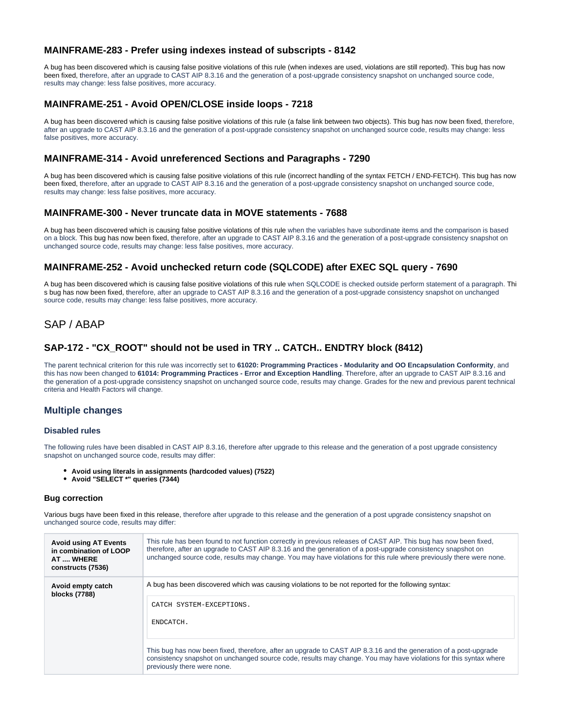### MAINFRAME-283 - Prefer using indexes instead of subscripts - 8142

A bug has been discovered which is causing false positive violations of this rule (when indexes are used, violations are still reported). This bug has now been fixed, therefore, after an upgrade to CAST AIP 8.3.16 and the generation of a post-upgrade consistency snapshot on unchanged source code, results may change: less false positives, more accuracy.

### MAINFRAME-251 - Avoid OPEN/CLOSE inside loops - 7218

A bug has been discovered which is causing false positive violations of this rule (a false link between two objects). This bug has now been fixed, therefore, after an upgrade to CAST AIP 8.3.16 and the generation of a post-upgrade consistency snapshot on unchanged source code, results may change: less false positives, more accuracy.

### MAINFRAME-314 - Avoid unreferenced Sections and Paragraphs - 7290

A bug has been discovered which is causing false positive violations of this rule (incorrect handling of the syntax FETCH / END-FETCH). This bug has now been fixed, therefore, after an upgrade to CAST AIP 8.3.16 and the generation of a post-upgrade consistency snapshot on unchanged source code, results may change: less false positives, more accuracy.

### MAINFRAME-300 - Never truncate data in MOVE statements - 7688

A bug has been discovered which is causing false positive violations of this rule when the variables have subordinate items and the comparison is based on a block. This bug has now been fixed, therefore, after an upgrade to CAST AIP 8.3.16 and the generation of a post-upgrade consistency snapshot on unchanged source code, results may change: less false positives, more accuracy.

### MAINFRAME-252 - Avoid unchecked return code (SQLCODE) after EXEC SQL query - 7690

A bug has been discovered which is causing false positive violations of this rule when SQLCODE is checked outside perform statement of a paragraph. This bug has now been fixed, therefore, after an upgrade to CAST AIP 8.3.16 and the generation of a post-upgrade consistency snapshot on unchanged source code, results may change: less false positives, more accuracy.

## SAP / ABAP

### SAP-172 - "CX_ROOT" should not be used in TRY .. CATCH.. ENDTRY block (8412)

The parent technical criterion for this rule was incorrectly set to **61020: Programming Practices - Modularity and OO Encapsulation Conformity**, and this has now been changed to **61014: Programming Practices - Error and Exception Handling**. Therefore, after an upgrade to CAST AIP 8.3.16 and the generation of a post-upgrade consistency snapshot on unchanged source code, results may change. Grades for the new and previous parent technical criteria and Health Factors will change.

### Multiple changes

#### Disabled rules

The following rules have been disabled in CAST AIP 8.3.16, therefore after upgrade to this release and the generation of a post upgrade consistency snapshot on unchanged source code, results may differ:

- **Avoid using literals in assignments (hardcoded values) (7522)**
- **Avoid "SELECT *" queries (7344)**

#### Bug correction

Various bugs have been fixed in this release, therefore after upgrade to this release and the generation of a post upgrade consistency snapshot on unchanged source code, results may differ:

| | |
|---|---|
| **Avoid using AT Events in combination of LOOP AT .... WHERE constructs (7536)** | This rule has been found to not function correctly in previous releases of CAST AIP. This bug has now been fixed, therefore, after an upgrade to CAST AIP 8.3.16 and the generation of a post-upgrade consistency snapshot on unchanged source code, results may change. You may have violations for this rule where previously there were none. |
| **Avoid empty catch blocks (7788)** | A bug has been discovered which was causing violations to be not reported for the following syntax: `CATCH SYSTEM-EXCEPTIONS.` `ENDCATCH.` This bug has now been fixed, therefore, after an upgrade to CAST AIP 8.3.16 and the generation of a post-upgrade consistency snapshot on unchanged source code, results may change. You may have violations for this syntax where previously there were none. |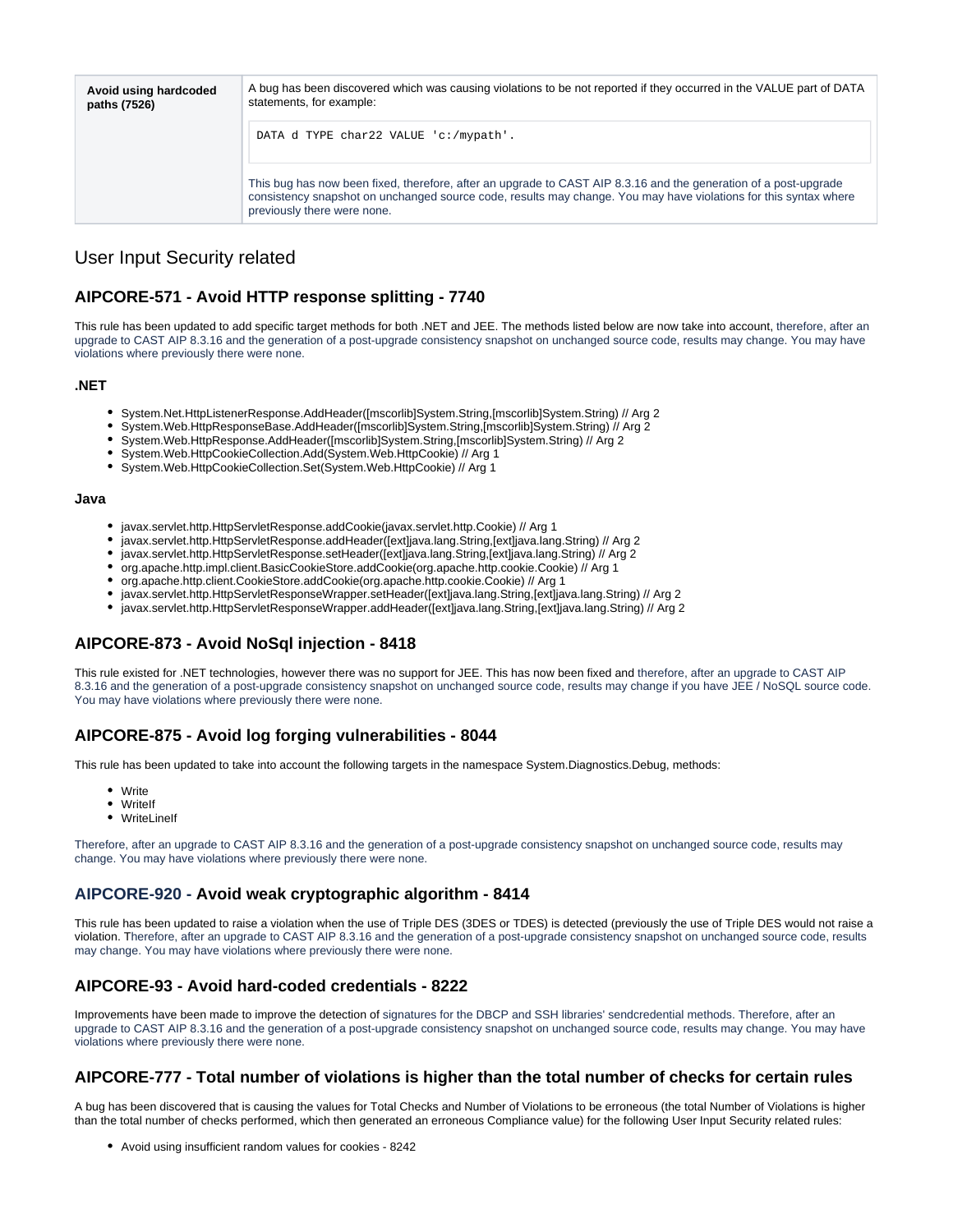| | |
|---|---|
| **Avoid using hardcoded paths (7526)** | A bug has been discovered which was causing violations to be not reported if they occurred in the VALUE part of DATA statements, for example: `DATA d TYPE char22 VALUE 'c:/mypath'.` This bug has now been fixed, therefore, after an upgrade to CAST AIP 8.3.16 and the generation of a post-upgrade consistency snapshot on unchanged source code, results may change. You may have violations for this syntax where previously there were none. |

## User Input Security related

### AIPCORE-571 - Avoid HTTP response splitting - 7740

This rule has been updated to add specific target methods for both .NET and JEE. The methods listed below are now take into account, therefore, after an upgrade to CAST AIP 8.3.16 and the generation of a post-upgrade consistency snapshot on unchanged source code, results may change. You may have violations where previously there were none.

#### .NET

- System.Net.HttpListenerResponse.AddHeader([mscorlib]System.String,[mscorlib]System.String) // Arg 2
- System.Web.HttpResponseBase.AddHeader([mscorlib]System.String,[mscorlib]System.String) // Arg 2
- System.Web.HttpResponse.AddHeader([mscorlib]System.String,[mscorlib]System.String) // Arg 2
- System.Web.HttpCookieCollection.Add(System.Web.HttpCookie) // Arg 1
- System.Web.HttpCookieCollection.Set(System.Web.HttpCookie) // Arg 1

#### Java

- javax.servlet.http.HttpServletResponse.addCookie(javax.servlet.http.Cookie) // Arg 1
- javax.servlet.http.HttpServletResponse.addHeader([ext]java.lang.String,[ext]java.lang.String) // Arg 2
- javax.servlet.http.HttpServletResponse.setHeader([ext]java.lang.String,[ext]java.lang.String) // Arg 2
- org.apache.http.impl.client.BasicCookieStore.addCookie(org.apache.http.cookie.Cookie) // Arg 1
- org.apache.http.client.CookieStore.addCookie(org.apache.http.cookie.Cookie) // Arg 1
- javax.servlet.http.HttpServletResponseWrapper.setHeader([ext]java.lang.String,[ext]java.lang.String) // Arg 2
- javax.servlet.http.HttpServletResponseWrapper.addHeader([ext]java.lang.String,[ext]java.lang.String) // Arg 2

### AIPCORE-873 - Avoid NoSql injection - 8418

This rule existed for .NET technologies, however there was no support for JEE. This has now been fixed and therefore, after an upgrade to CAST AIP 8.3.16 and the generation of a post-upgrade consistency snapshot on unchanged source code, results may change if you have JEE / NoSQL source code. You may have violations where previously there were none.

### AIPCORE-875 - Avoid log forging vulnerabilities - 8044

This rule has been updated to take into account the following targets in the namespace System.Diagnostics.Debug, methods:

- Write
- WriteIf
- WriteLineIf

Therefore, after an upgrade to CAST AIP 8.3.16 and the generation of a post-upgrade consistency snapshot on unchanged source code, results may change. You may have violations where previously there were none.

### AIPCORE-920 - Avoid weak cryptographic algorithm - 8414

This rule has been updated to raise a violation when the use of Triple DES (3DES or TDES) is detected (previously the use of Triple DES would not raise a violation. Therefore, after an upgrade to CAST AIP 8.3.16 and the generation of a post-upgrade consistency snapshot on unchanged source code, results may change. You may have violations where previously there were none.

### AIPCORE-93 - Avoid hard-coded credentials - 8222

Improvements have been made to improve the detection of signatures for the DBCP and SSH libraries' sendcredential methods. Therefore, after an upgrade to CAST AIP 8.3.16 and the generation of a post-upgrade consistency snapshot on unchanged source code, results may change. You may have violations where previously there were none.

### AIPCORE-777 - Total number of violations is higher than the total number of checks for certain rules

A bug has been discovered that is causing the values for Total Checks and Number of Violations to be erroneous (the total Number of Violations is higher than the total number of checks performed, which then generated an erroneous Compliance value) for the following User Input Security related rules:

- Avoid using insufficient random values for cookies - 8242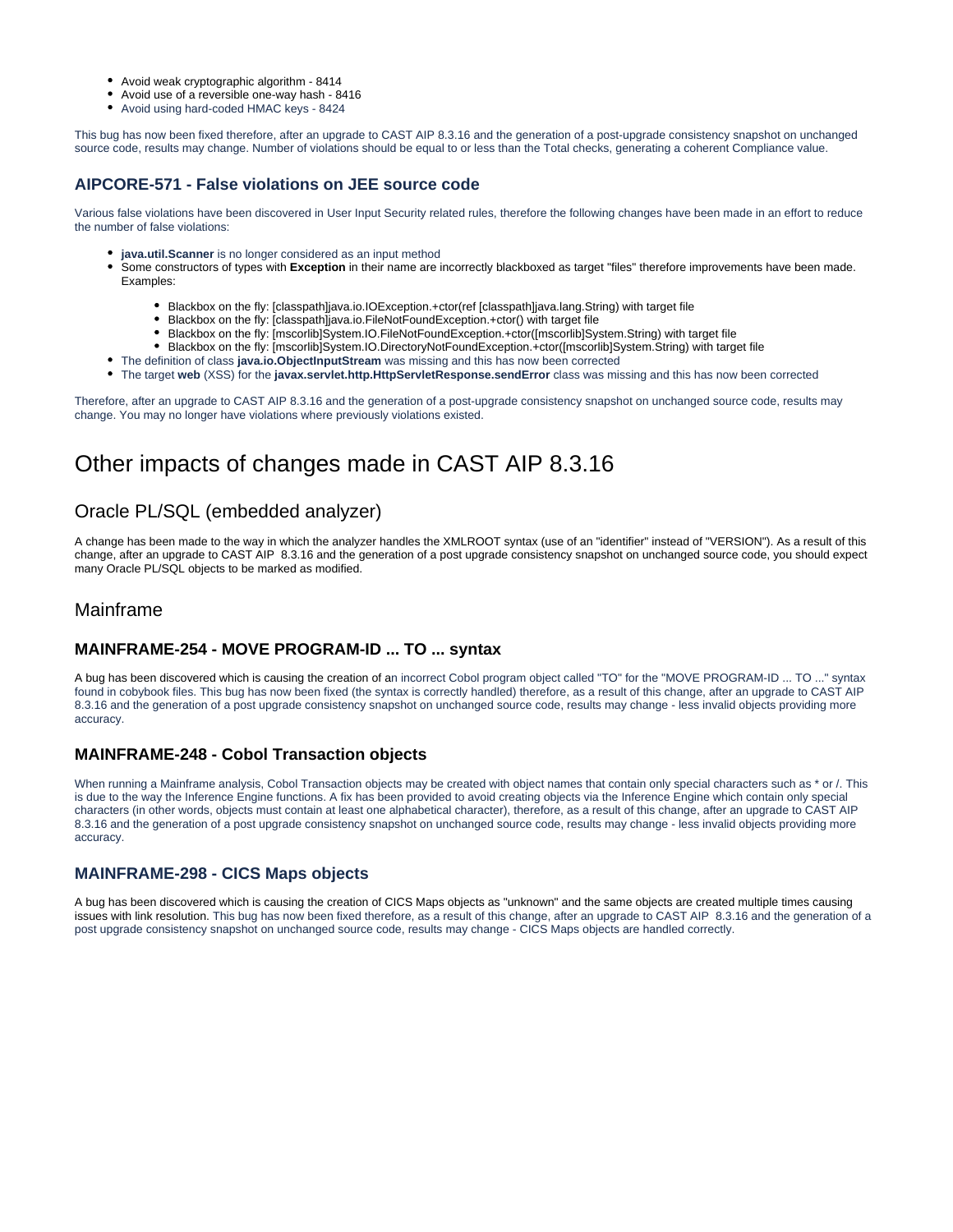- Avoid weak cryptographic algorithm - 8414
- Avoid use of a reversible one-way hash - 8416
- Avoid using hard-coded HMAC keys - 8424

This bug has now been fixed therefore, after an upgrade to CAST AIP 8.3.16 and the generation of a post-upgrade consistency snapshot on unchanged source code, results may change. Number of violations should be equal to or less than the Total checks, generating a coherent Compliance value.

### AIPCORE-571 - False violations on JEE source code

Various false violations have been discovered in User Input Security related rules, therefore the following changes have been made in an effort to reduce the number of false violations:

- **java.util.Scanner** is no longer considered as an input method
- Some constructors of types with **Exception** in their name are incorrectly blackboxed as target "files" therefore improvements have been made. Examples:
  - Blackbox on the fly: [classpath]java.io.IOException.+ctor(ref [classpath]java.lang.String) with target file
  - Blackbox on the fly: [classpath]java.io.FileNotFoundException.+ctor() with target file
  - Blackbox on the fly: [mscorlib]System.IO.FileNotFoundException.+ctor([mscorlib]System.String) with target file
  - Blackbox on the fly: [mscorlib]System.IO.DirectoryNotFoundException.+ctor([mscorlib]System.String) with target file
- The definition of class **java.io.ObjectInputStream** was missing and this has now been corrected
- The target **web** (XSS) for the **javax.servlet.http.HttpServletResponse.sendError** class was missing and this has now been corrected

Therefore, after an upgrade to CAST AIP 8.3.16 and the generation of a post-upgrade consistency snapshot on unchanged source code, results may change. You may no longer have violations where previously violations existed.

# Other impacts of changes made in CAST AIP 8.3.16

## Oracle PL/SQL (embedded analyzer)

A change has been made to the way in which the analyzer handles the XMLROOT syntax (use of an "identifier" instead of "VERSION"). As a result of this change, after an upgrade to CAST AIP 8.3.16 and the generation of a post upgrade consistency snapshot on unchanged source code, you should expect many Oracle PL/SQL objects to be marked as modified.

## Mainframe

### MAINFRAME-254 - MOVE PROGRAM-ID ... TO ... syntax

A bug has been discovered which is causing the creation of an incorrect Cobol program object called "TO" for the "MOVE PROGRAM-ID ... TO ..." syntax found in cobybook files. This bug has now been fixed (the syntax is correctly handled) therefore, as a result of this change, after an upgrade to CAST AIP 8.3.16 and the generation of a post upgrade consistency snapshot on unchanged source code, results may change - less invalid objects providing more accuracy.

### MAINFRAME-248 - Cobol Transaction objects

When running a Mainframe analysis, Cobol Transaction objects may be created with object names that contain only special characters such as * or /. This is due to the way the Inference Engine functions. A fix has been provided to avoid creating objects via the Inference Engine which contain only special characters (in other words, objects must contain at least one alphabetical character), therefore, as a result of this change, after an upgrade to CAST AIP 8.3.16 and the generation of a post upgrade consistency snapshot on unchanged source code, results may change - less invalid objects providing more accuracy.

### MAINFRAME-298 - CICS Maps objects

A bug has been discovered which is causing the creation of CICS Maps objects as "unknown" and the same objects are created multiple times causing issues with link resolution. This bug has now been fixed therefore, as a result of this change, after an upgrade to CAST AIP 8.3.16 and the generation of a post upgrade consistency snapshot on unchanged source code, results may change - CICS Maps objects are handled correctly.